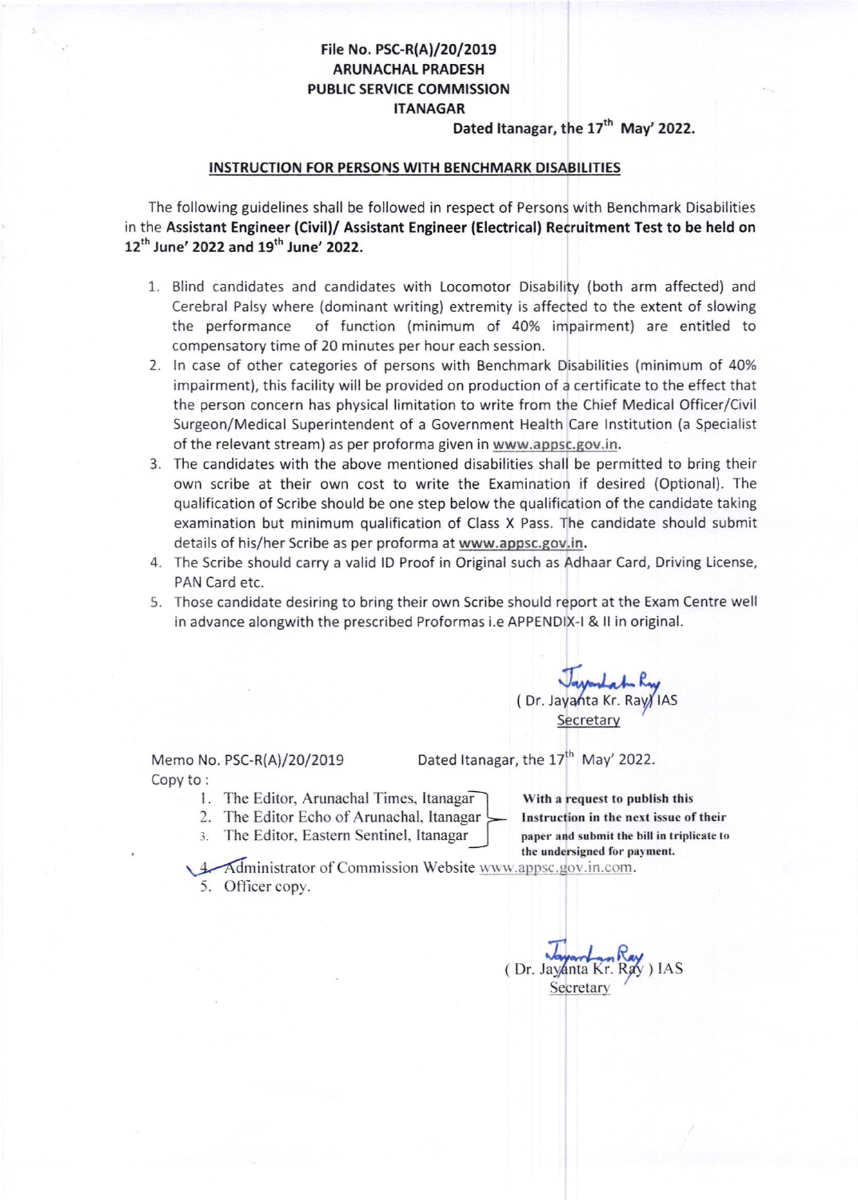**File No. PSC-R(A)/20/2019**
**ARUNACHAL PRADESH**
**PUBLIC SERVICE COMMISSION**
**ITANAGAR**

**Dated Itanagar, the 17th May' 2022.**

## INSTRUCTION FOR PERSONS WITH BENCHMARK DISABILITIES

The following guidelines shall be followed in respect of Persons with Benchmark Disabilities in the **Assistant Engineer (Civil)/ Assistant Engineer (Electrical) Recruitment Test to be held on 12th June' 2022 and 19th June' 2022.**

1. Blind candidates and candidates with Locomotor Disability (both arm affected) and Cerebral Palsy where (dominant writing) extremity is affected to the extent of slowing the performance of function (minimum of 40% impairment) are entitled to compensatory time of 20 minutes per hour each session.
2. In case of other categories of persons with Benchmark Disabilities (minimum of 40% impairment), this facility will be provided on production of a certificate to the effect that the person concern has physical limitation to write from the Chief Medical Officer/Civil Surgeon/Medical Superintendent of a Government Health Care Institution (a Specialist of the relevant stream) as per proforma given in www.appsc.gov.in.
3. The candidates with the above mentioned disabilities shall be permitted to bring their own scribe at their own cost to write the Examination if desired (Optional). The qualification of Scribe should be one step below the qualification of the candidate taking examination but minimum qualification of Class X Pass. The candidate should submit details of his/her Scribe as per proforma at **www.appsc.gov.in**.
4. The Scribe should carry a valid ID Proof in Original such as Adhaar Card, Driving License, PAN Card etc.
5. Those candidate desiring to bring their own Scribe should report at the Exam Centre well in advance alongwith the prescribed Proformas i.e APPENDIX-I & II in original.

( Dr. Jayanta Kr. Ray) IAS
Secretary

Memo No. PSC-R(A)/20/2019 Dated Itanagar, the 17th May' 2022.

Copy to :

1. The Editor, Arunachal Times, Itanagar
2. The Editor Echo of Arunachal, Itanagar
3. The Editor, Eastern Sentinel, Itanagar

**With a request to publish this Instruction in the next issue of their paper and submit the bill in triplicate to the undersigned for payment.**

4. Administrator of Commission Website www.appsc.gov.in.com.
5. Officer copy.

( Dr. Jayanta Kr. Ray ) IAS
Secretary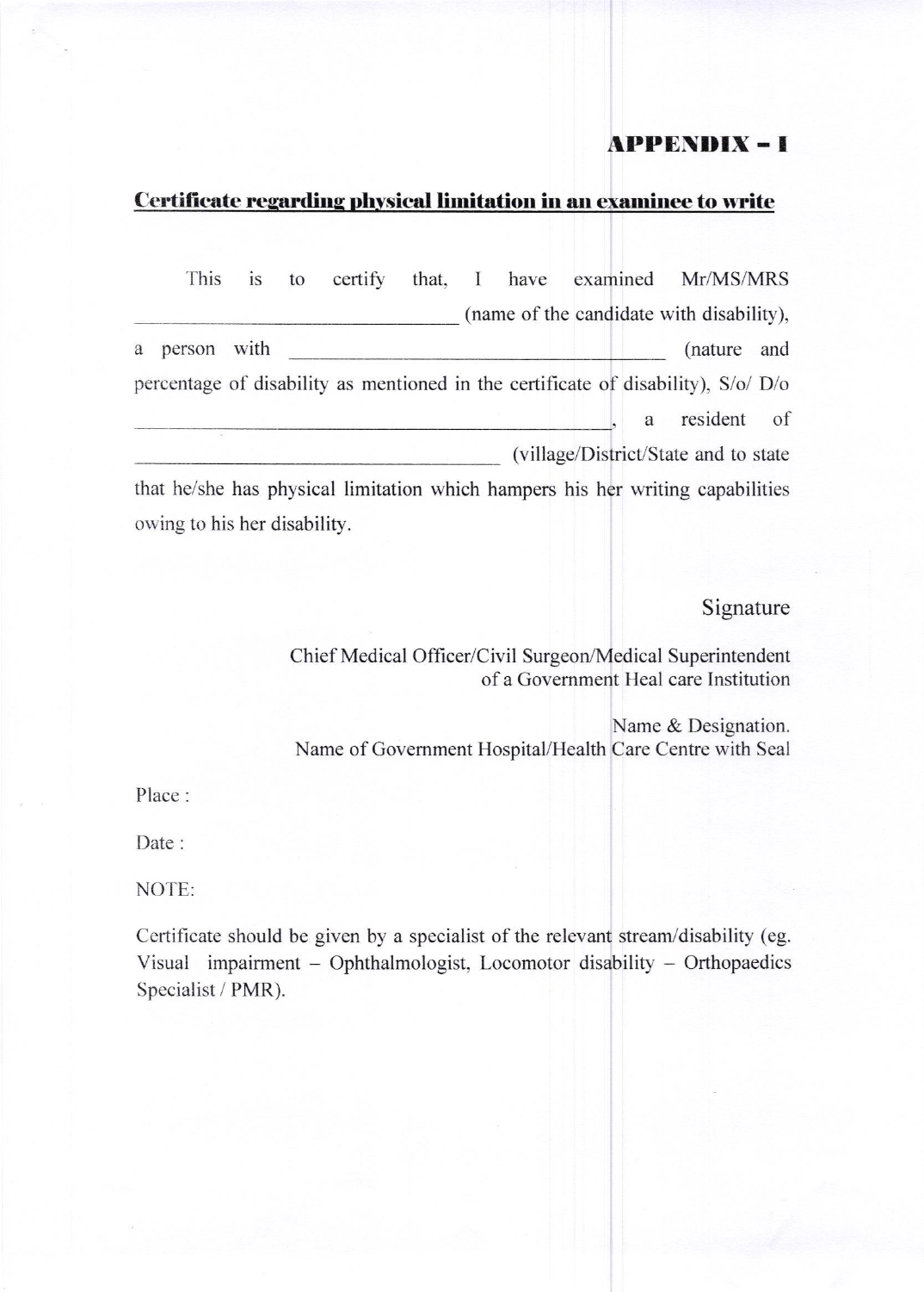## APPENDIX – I

### Certificate regarding physical limitation in an examinee to write

This is to certify that, I have examined Mr/MS/MRS ______________________ (name of the candidate with disability), a person with ______________________ (nature and percentage of disability as mentioned in the certificate of disability), S/o/ D/o ______________________, a resident of ______________________ (village/District/State and to state that he/she has physical limitation which hampers his her writing capabilities owing to his her disability.

Signature

Chief Medical Officer/Civil Surgeon/Medical Superintendent of a Government Heal care Institution

Name & Designation.
Name of Government Hospital/Health Care Centre with Seal

Place :

Date :

NOTE:

Certificate should be given by a specialist of the relevant stream/disability (eg. Visual impairment – Ophthalmologist, Locomotor disability – Orthopaedics Specialist / PMR).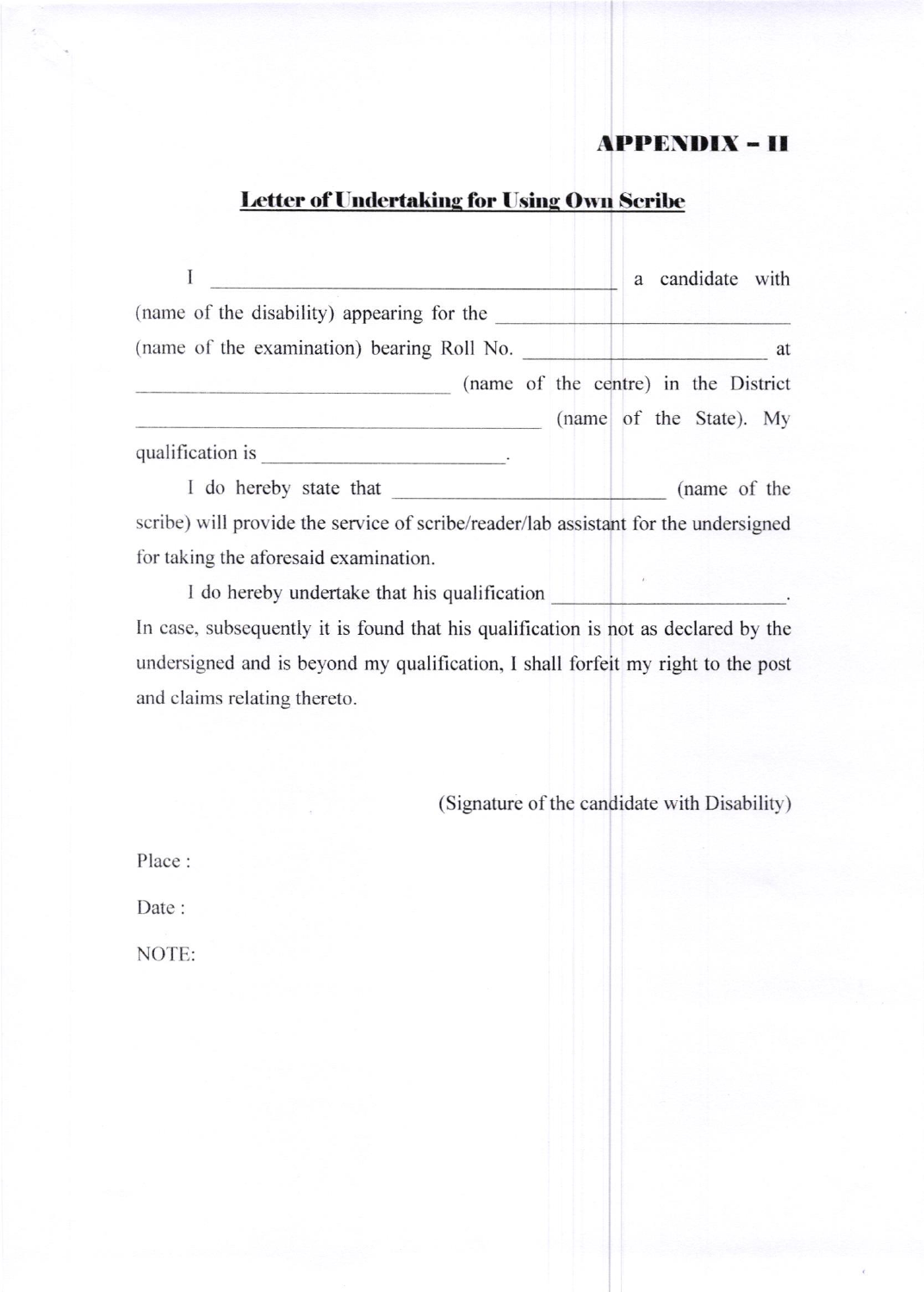**APPENDIX – II**

## Letter of Undertaking for Using Own Scribe

I \_\_\_\_\_\_\_\_\_\_\_\_\_\_\_\_\_\_\_\_\_\_\_\_\_\_\_\_\_\_\_\_\_\_\_\_\_\_\_\_\_ a candidate with (name of the disability) appearing for the \_\_\_\_\_\_\_\_\_\_\_\_\_\_\_\_\_\_\_\_\_\_\_\_\_\_\_ (name of the examination) bearing Roll No. \_\_\_\_\_\_\_\_\_\_\_\_\_\_\_\_\_\_\_\_\_\_\_\_\_\_ at \_\_\_\_\_\_\_\_\_\_\_\_\_\_\_\_\_\_\_\_\_\_\_\_\_\_\_\_\_\_\_\_\_ (name of the centre) in the District \_\_\_\_\_\_\_\_\_\_\_\_\_\_\_\_\_\_\_\_\_\_\_\_\_\_\_\_\_\_\_\_\_\_\_\_\_\_\_\_\_ (name of the State). My qualification is \_\_\_\_\_\_\_\_\_\_\_\_\_\_\_\_\_\_\_\_\_\_\_\_\_.

I do hereby state that \_\_\_\_\_\_\_\_\_\_\_\_\_\_\_\_\_\_\_\_\_\_\_\_\_\_\_\_ (name of the scribe) will provide the service of scribe/reader/lab assistant for the undersigned for taking the aforesaid examination.

I do hereby undertake that his qualification \_\_\_\_\_\_\_\_\_\_\_\_\_\_\_\_\_\_\_\_\_\_\_\_. In case, subsequently it is found that his qualification is not as declared by the undersigned and is beyond my qualification, I shall forfeit my right to the post and claims relating thereto.

(Signature of the candidate with Disability)

Place :

Date :

NOTE: